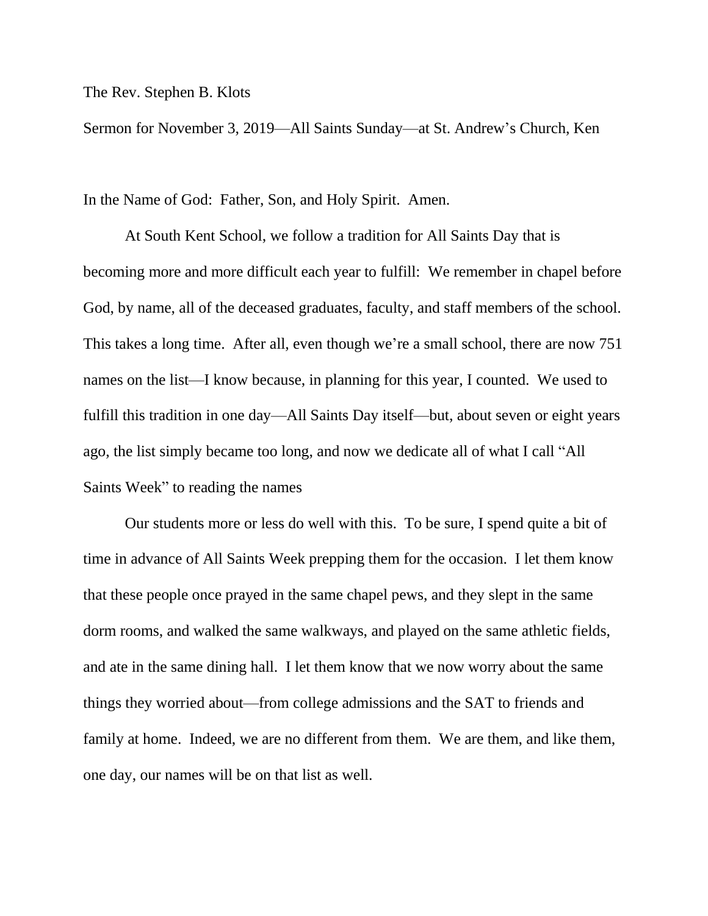The Rev. Stephen B. Klots

Sermon for November 3, 2019—All Saints Sunday—at St. Andrew's Church, Ken

In the Name of God: Father, Son, and Holy Spirit. Amen.

At South Kent School, we follow a tradition for All Saints Day that is becoming more and more difficult each year to fulfill: We remember in chapel before God, by name, all of the deceased graduates, faculty, and staff members of the school. This takes a long time. After all, even though we're a small school, there are now 751 names on the list—I know because, in planning for this year, I counted. We used to fulfill this tradition in one day—All Saints Day itself—but, about seven or eight years ago, the list simply became too long, and now we dedicate all of what I call "All Saints Week" to reading the names

Our students more or less do well with this. To be sure, I spend quite a bit of time in advance of All Saints Week prepping them for the occasion. I let them know that these people once prayed in the same chapel pews, and they slept in the same dorm rooms, and walked the same walkways, and played on the same athletic fields, and ate in the same dining hall. I let them know that we now worry about the same things they worried about—from college admissions and the SAT to friends and family at home. Indeed, we are no different from them. We are them, and like them, one day, our names will be on that list as well.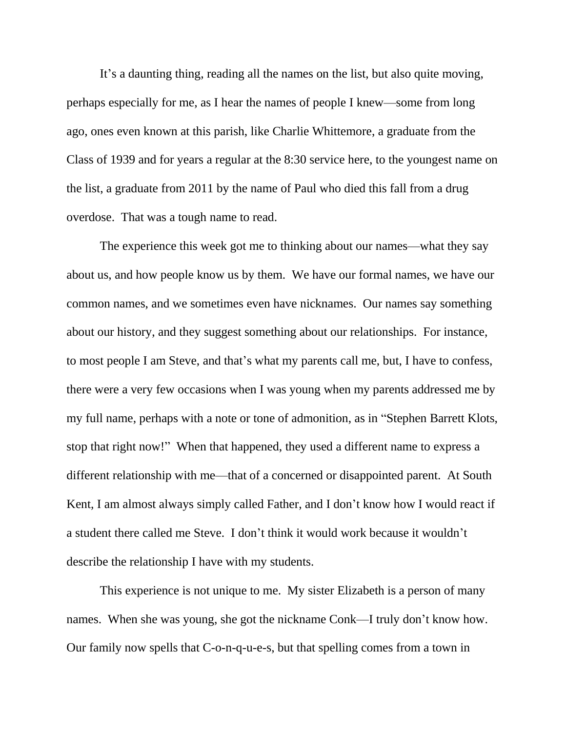It's a daunting thing, reading all the names on the list, but also quite moving, perhaps especially for me, as I hear the names of people I knew—some from long ago, ones even known at this parish, like Charlie Whittemore, a graduate from the Class of 1939 and for years a regular at the 8:30 service here, to the youngest name on the list, a graduate from 2011 by the name of Paul who died this fall from a drug overdose. That was a tough name to read.

The experience this week got me to thinking about our names—what they say about us, and how people know us by them. We have our formal names, we have our common names, and we sometimes even have nicknames. Our names say something about our history, and they suggest something about our relationships. For instance, to most people I am Steve, and that's what my parents call me, but, I have to confess, there were a very few occasions when I was young when my parents addressed me by my full name, perhaps with a note or tone of admonition, as in "Stephen Barrett Klots, stop that right now!" When that happened, they used a different name to express a different relationship with me—that of a concerned or disappointed parent. At South Kent, I am almost always simply called Father, and I don't know how I would react if a student there called me Steve. I don't think it would work because it wouldn't describe the relationship I have with my students.

This experience is not unique to me. My sister Elizabeth is a person of many names. When she was young, she got the nickname Conk—I truly don't know how. Our family now spells that C-o-n-q-u-e-s, but that spelling comes from a town in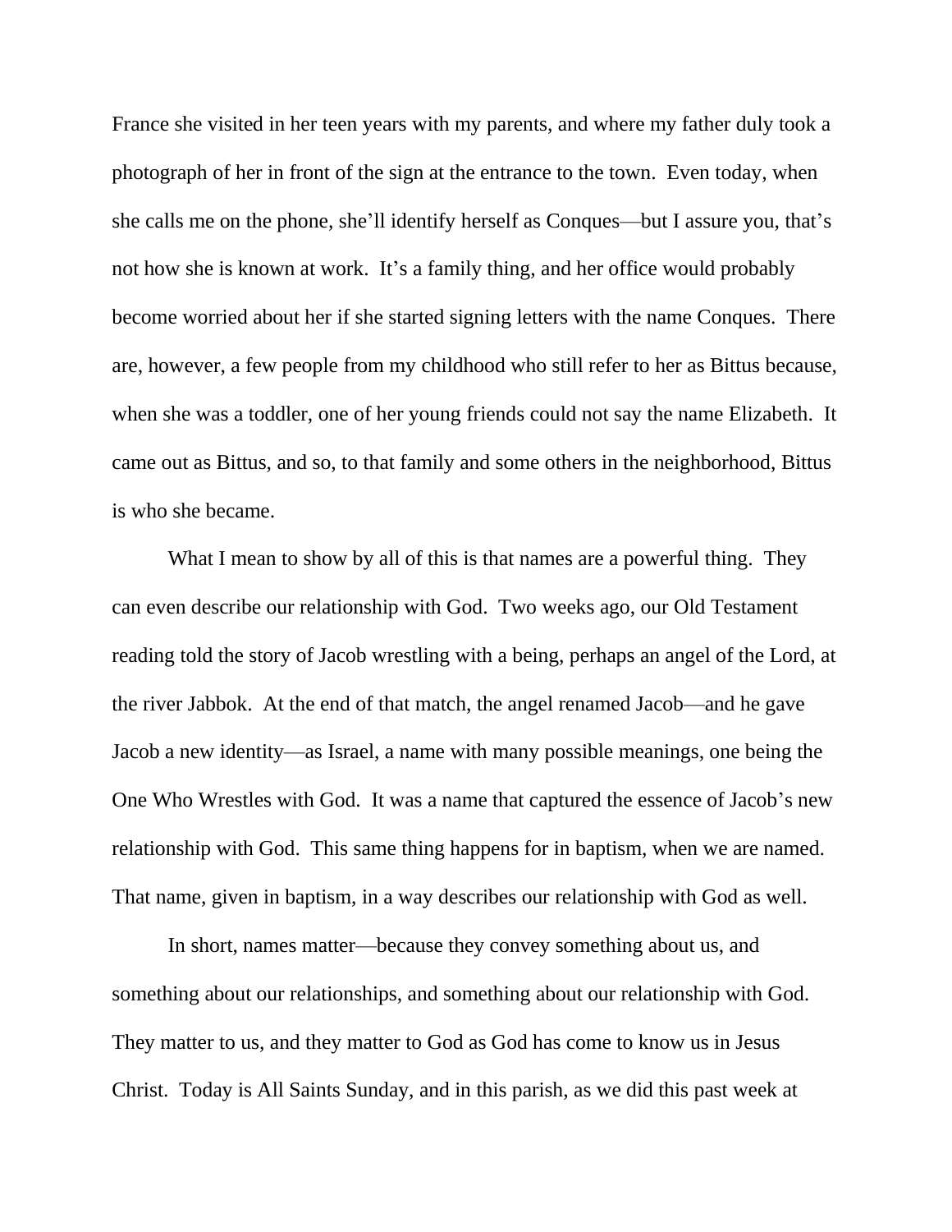France she visited in her teen years with my parents, and where my father duly took a photograph of her in front of the sign at the entrance to the town. Even today, when she calls me on the phone, she'll identify herself as Conques—but I assure you, that's not how she is known at work. It's a family thing, and her office would probably become worried about her if she started signing letters with the name Conques. There are, however, a few people from my childhood who still refer to her as Bittus because, when she was a toddler, one of her young friends could not say the name Elizabeth. It came out as Bittus, and so, to that family and some others in the neighborhood, Bittus is who she became.

What I mean to show by all of this is that names are a powerful thing. They can even describe our relationship with God. Two weeks ago, our Old Testament reading told the story of Jacob wrestling with a being, perhaps an angel of the Lord, at the river Jabbok. At the end of that match, the angel renamed Jacob—and he gave Jacob a new identity—as Israel, a name with many possible meanings, one being the One Who Wrestles with God. It was a name that captured the essence of Jacob's new relationship with God. This same thing happens for in baptism, when we are named. That name, given in baptism, in a way describes our relationship with God as well.

In short, names matter—because they convey something about us, and something about our relationships, and something about our relationship with God. They matter to us, and they matter to God as God has come to know us in Jesus Christ. Today is All Saints Sunday, and in this parish, as we did this past week at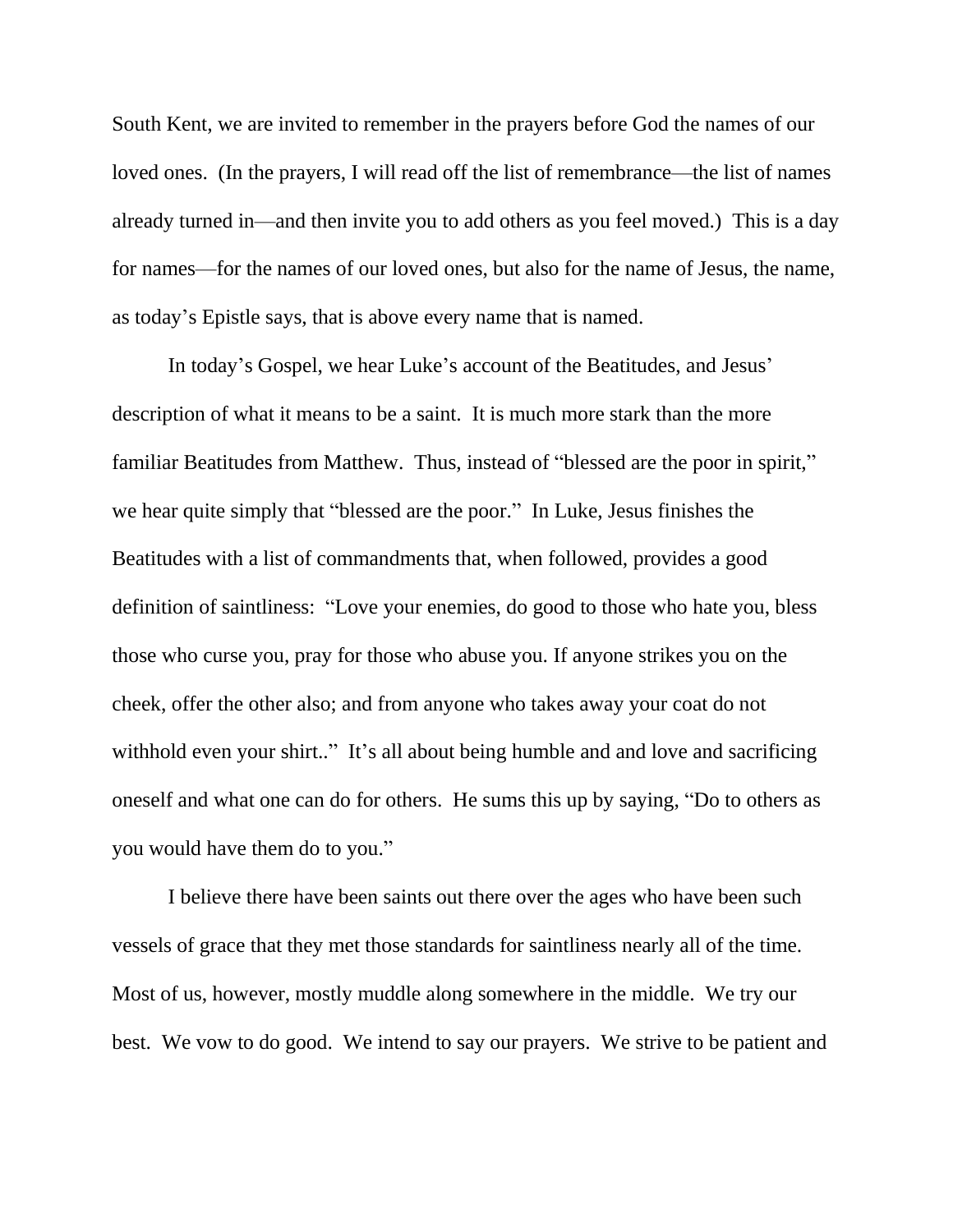South Kent, we are invited to remember in the prayers before God the names of our loved ones. (In the prayers, I will read off the list of remembrance—the list of names already turned in—and then invite you to add others as you feel moved.) This is a day for names—for the names of our loved ones, but also for the name of Jesus, the name, as today's Epistle says, that is above every name that is named.

In today's Gospel, we hear Luke's account of the Beatitudes, and Jesus' description of what it means to be a saint. It is much more stark than the more familiar Beatitudes from Matthew. Thus, instead of "blessed are the poor in spirit," we hear quite simply that "blessed are the poor." In Luke, Jesus finishes the Beatitudes with a list of commandments that, when followed, provides a good definition of saintliness: "Love your enemies, do good to those who hate you, bless those who curse you, pray for those who abuse you. If anyone strikes you on the cheek, offer the other also; and from anyone who takes away your coat do not withhold even your shirt.." It's all about being humble and and love and sacrificing oneself and what one can do for others. He sums this up by saying, "Do to others as you would have them do to you."

I believe there have been saints out there over the ages who have been such vessels of grace that they met those standards for saintliness nearly all of the time. Most of us, however, mostly muddle along somewhere in the middle. We try our best. We vow to do good. We intend to say our prayers. We strive to be patient and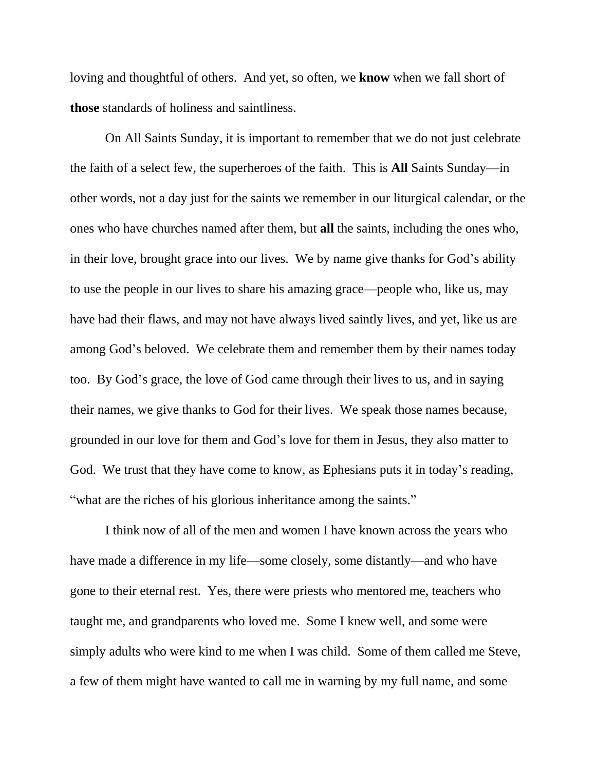loving and thoughtful of others.  And yet, so often, we **know** when we fall short of **those** standards of holiness and saintliness.

On All Saints Sunday, it is important to remember that we do not just celebrate the faith of a select few, the superheroes of the faith.  This is **All** Saints Sunday—in other words, not a day just for the saints we remember in our liturgical calendar, or the ones who have churches named after them, but **all** the saints, including the ones who, in their love, brought grace into our lives.  We by name give thanks for God's ability to use the people in our lives to share his amazing grace—people who, like us, may have had their flaws, and may not have always lived saintly lives, and yet, like us are among God's beloved.  We celebrate them and remember them by their names today too.  By God's grace, the love of God came through their lives to us, and in saying their names, we give thanks to God for their lives.  We speak those names because, grounded in our love for them and God's love for them in Jesus, they also matter to God.  We trust that they have come to know, as Ephesians puts it in today's reading, "what are the riches of his glorious inheritance among the saints."

I think now of all of the men and women I have known across the years who have made a difference in my life—some closely, some distantly—and who have gone to their eternal rest.  Yes, there were priests who mentored me, teachers who taught me, and grandparents who loved me.  Some I knew well, and some were simply adults who were kind to me when I was child.  Some of them called me Steve, a few of them might have wanted to call me in warning by my full name, and some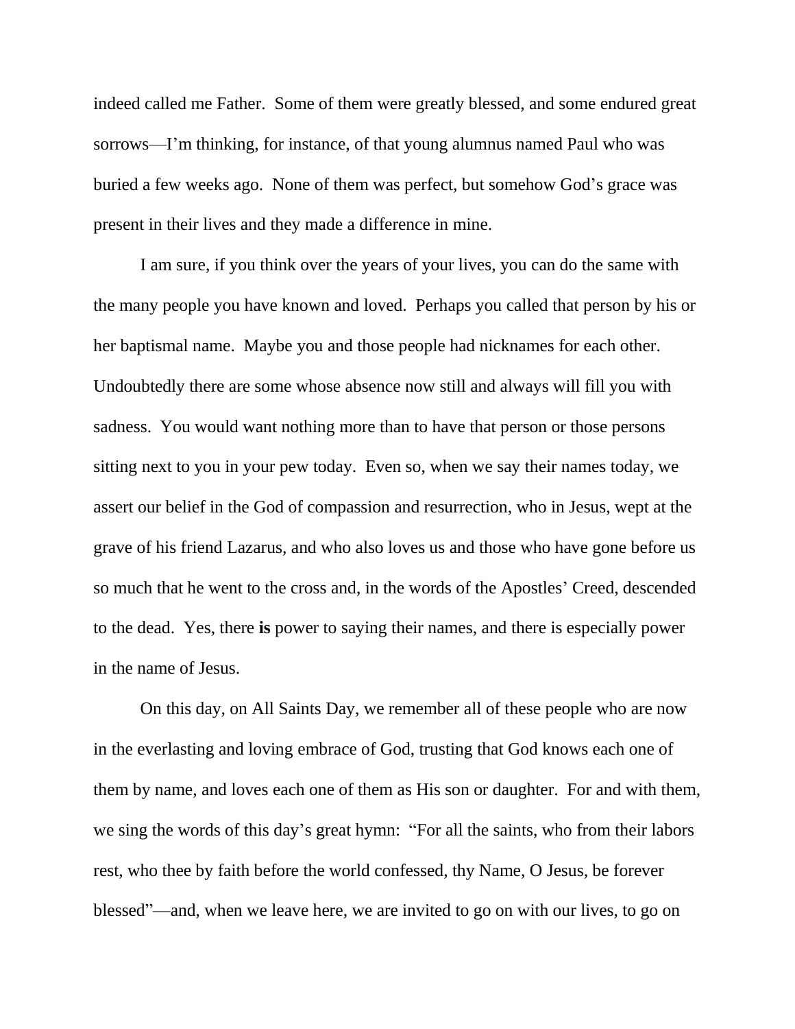indeed called me Father. Some of them were greatly blessed, and some endured great sorrows—I'm thinking, for instance, of that young alumnus named Paul who was buried a few weeks ago. None of them was perfect, but somehow God's grace was present in their lives and they made a difference in mine.

I am sure, if you think over the years of your lives, you can do the same with the many people you have known and loved. Perhaps you called that person by his or her baptismal name. Maybe you and those people had nicknames for each other. Undoubtedly there are some whose absence now still and always will fill you with sadness. You would want nothing more than to have that person or those persons sitting next to you in your pew today. Even so, when we say their names today, we assert our belief in the God of compassion and resurrection, who in Jesus, wept at the grave of his friend Lazarus, and who also loves us and those who have gone before us so much that he went to the cross and, in the words of the Apostles' Creed, descended to the dead. Yes, there **is** power to saying their names, and there is especially power in the name of Jesus.

On this day, on All Saints Day, we remember all of these people who are now in the everlasting and loving embrace of God, trusting that God knows each one of them by name, and loves each one of them as His son or daughter. For and with them, we sing the words of this day's great hymn: "For all the saints, who from their labors rest, who thee by faith before the world confessed, thy Name, O Jesus, be forever blessed"—and, when we leave here, we are invited to go on with our lives, to go on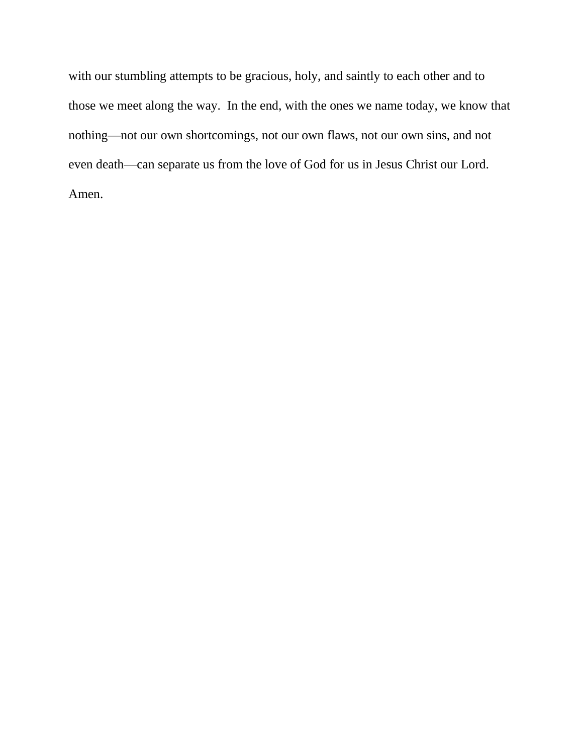with our stumbling attempts to be gracious, holy, and saintly to each other and to those we meet along the way. In the end, with the ones we name today, we know that nothing—not our own shortcomings, not our own flaws, not our own sins, and not even death—can separate us from the love of God for us in Jesus Christ our Lord. Amen.